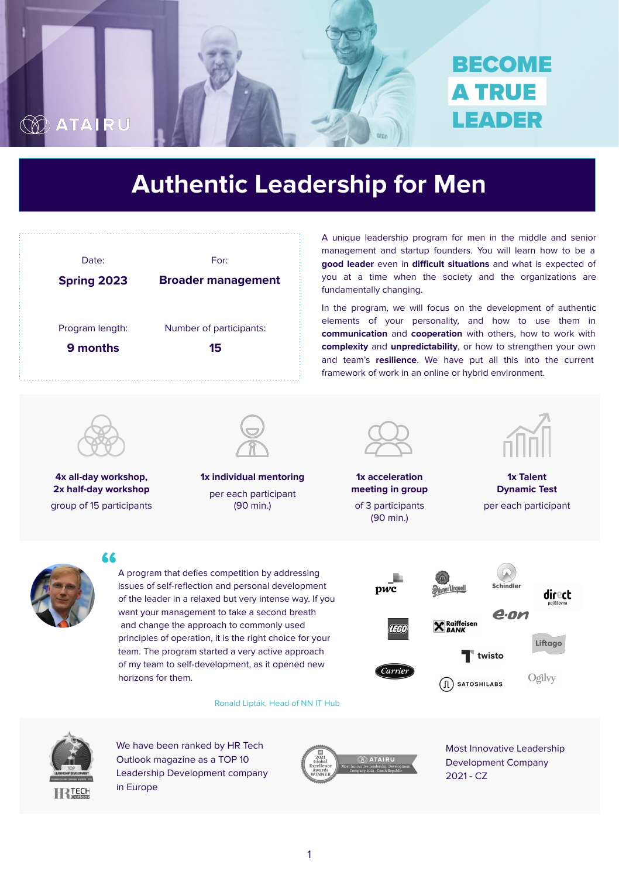ATAIRU

**BECOME A TRUE LEADER**

# Authentic Leadership for Men

| Date: | For: |
|---|---|
| **Spring 2023** | **Broader management** |
| Program length: | Number of participants: |
| **9 months** | **15** |

A unique leadership program for men in the middle and senior management and startup founders. You will learn how to be a **good leader** even in **difficult situations** and what is expected of you at a time when the society and the organizations are fundamentally changing.

In the program, we will focus on the development of authentic elements of your personality, and how to use them in **communication** and **cooperation** with others, how to work with **complexity** and **unpredictability**, or how to strengthen your own and team's **resilience**. We have put all this into the current framework of work in an online or hybrid environment.

**4x all-day workshop, 2x half-day workshop**
group of 15 participants

**1x individual mentoring**
per each participant (90 min.)

**1x acceleration meeting in group**
of 3 participants (90 min.)

**1x Talent Dynamic Test**
per each participant

> "A program that defies competition by addressing issues of self-reflection and personal development of the leader in a relaxed but very intense way. If you want your management to take a second breath and change the approach to commonly used principles of operation, it is the right choice for your team. The program started a very active approach of my team to self-development, as it opened new horizons for them.
>
> Ronald Lipták, Head of NN IT Hub

pwc, Pilsner Urquell, Schindler, direct pojišťovna, LEGO, Raiffeisen BANK, e.on, Liftago, twisto, Carrier, SATOSHILABS, Ogilvy

We have been ranked by HR Tech Outlook magazine as a TOP 10 Leadership Development company in Europe

Most Innovative Leadership Development Company 2021 - CZ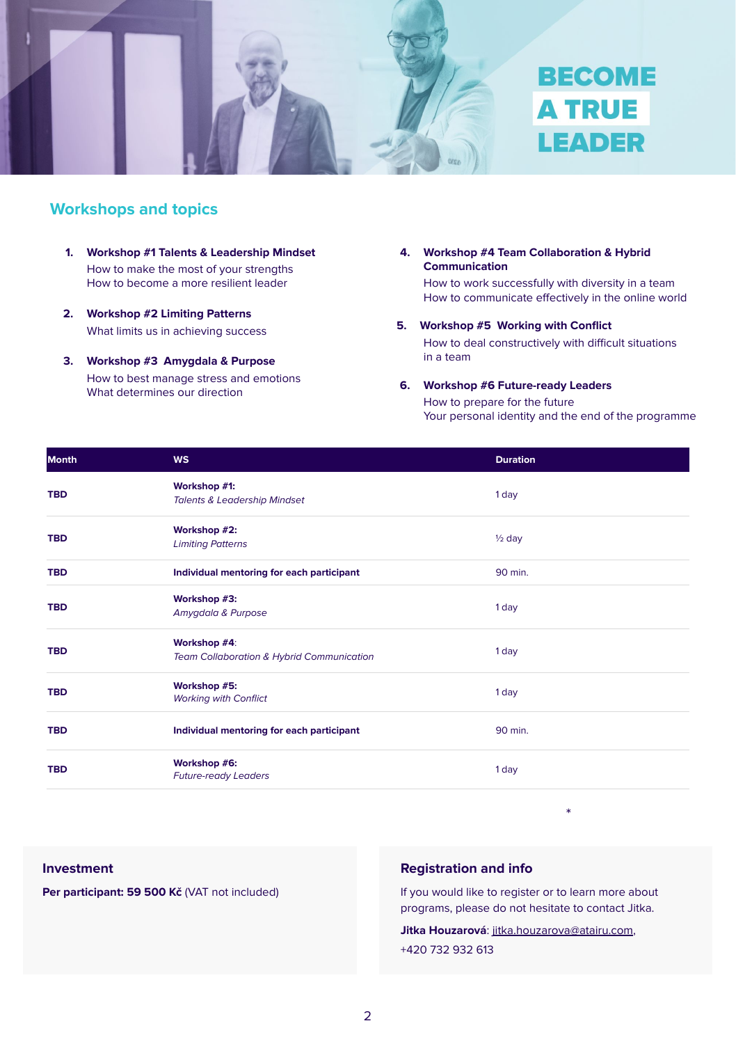# BECOME A TRUE LEADER

## Workshops and topics

1. **Workshop #1 Talents & Leadership Mindset**
   How to make the most of your strengths
   How to become a more resilient leader

2. **Workshop #2 Limiting Patterns**
   What limits us in achieving success

3. **Workshop #3 Amygdala & Purpose**
   How to best manage stress and emotions
   What determines our direction

4. **Workshop #4 Team Collaboration & Hybrid Communication**
   How to work successfully with diversity in a team
   How to communicate effectively in the online world

5. **Workshop #5 Working with Conflict**
   How to deal constructively with difficult situations in a team

6. **Workshop #6 Future-ready Leaders**
   How to prepare for the future
   Your personal identity and the end of the programme

| Month | WS | Duration |
|---|---|---|
| **TBD** | **Workshop #1:** *Talents & Leadership Mindset* | 1 day |
| **TBD** | **Workshop #2:** *Limiting Patterns* | ½ day |
| **TBD** | **Individual mentoring for each participant** | 90 min. |
| **TBD** | **Workshop #3:** *Amygdala & Purpose* | 1 day |
| **TBD** | **Workshop #4**: *Team Collaboration & Hybrid Communication* | 1 day |
| **TBD** | **Workshop #5:** *Working with Conflict* | 1 day |
| **TBD** | **Individual mentoring for each participant** | 90 min. |
| **TBD** | **Workshop #6:** *Future-ready Leaders* | 1 day |

*

## Investment

**Per participant: 59 500 Kč** (VAT not included)

## Registration and info

If you would like to register or to learn more about programs, please do not hesitate to contact Jitka.

**Jitka Houzarová**: jitka.houzarova@atairu.com, +420 732 932 613